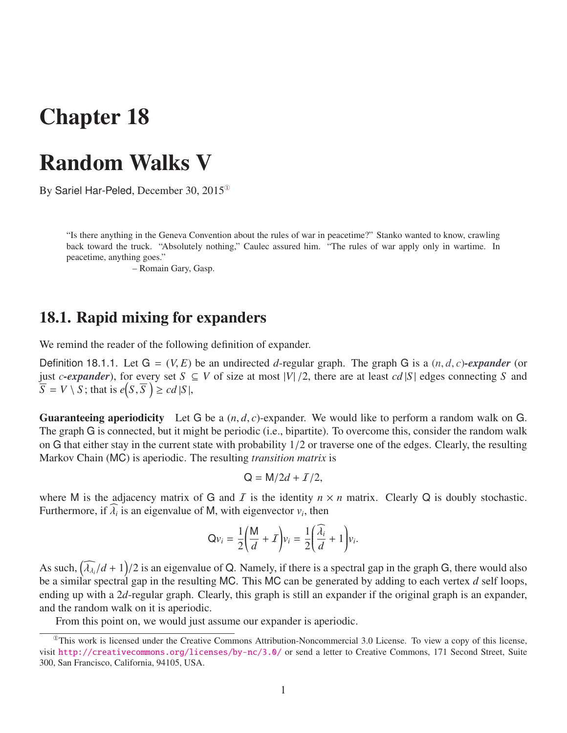# Chapter 18

# Random Walks V

By Sariel Har-Peled, December 30, 2015[①]

> "Is there anything in the Geneva Convention about the rules of war in peacetime?" Stanko wanted to know, crawling back toward the truck. "Absolutely nothing," Caulec assured him. "The rules of war apply only in wartime. In peacetime, anything goes."
>
> – Romain Gary, Gasp.

## 18.1. Rapid mixing for expanders

We remind the reader of the following definition of expander.

Definition 18.1.1. Let $\mathsf{G} = (V, E)$ be an undirected $d$-regular graph. The graph $\mathsf{G}$ is a $(n, d, c)$***-expander*** (or just $c$***-expander***), for every set $S \subseteq V$ of size at most $|V|/2$, there are at least $cd|S|$ edges connecting $S$ and $\overline{S} = V \setminus S$; that is $e\left(S, \overline{S}\right) \geq cd|S|$,

**Guaranteeing aperiodicity** Let $\mathsf{G}$ be a $(n, d, c)$-expander. We would like to perform a random walk on $\mathsf{G}$. The graph $\mathsf{G}$ is connected, but it might be periodic (i.e., bipartite). To overcome this, consider the random walk on $\mathsf{G}$ that either stay in the current state with probability $1/2$ or traverse one of the edges. Clearly, the resulting Markov Chain (MC) is aperiodic. The resulting *transition matrix* is

$$\mathsf{Q} = \mathsf{M}/2d + \mathcal{I}/2,$$

where $\mathsf{M}$ is the adjacency matrix of $\mathsf{G}$ and $\mathcal{I}$ is the identity $n \times n$ matrix. Clearly $\mathsf{Q}$ is doubly stochastic. Furthermore, if $\widehat{\lambda_i}$ is an eigenvalue of $\mathsf{M}$, with eigenvector $v_i$, then

$$\mathsf{Q}v_i = \frac{1}{2}\left(\frac{\mathsf{M}}{d} + \mathcal{I}\right)v_i = \frac{1}{2}\left(\frac{\widehat{\lambda_i}}{d} + 1\right)v_i.$$

As such, $\left(\widehat{\lambda_{\lambda_i}}/d + 1\right)/2$ is an eigenvalue of $\mathsf{Q}$. Namely, if there is a spectral gap in the graph $\mathsf{G}$, there would also be a similar spectral gap in the resulting MC. This MC can be generated by adding to each vertex $d$ self loops, ending up with a $2d$-regular graph. Clearly, this graph is still an expander if the original graph is an expander, and the random walk on it is aperiodic.

From this point on, we would just assume our expander is aperiodic.

[①]This work is licensed under the Creative Commons Attribution-Noncommercial 3.0 License. To view a copy of this license, visit http://creativecommons.org/licenses/by-nc/3.0/ or send a letter to Creative Commons, 171 Second Street, Suite 300, San Francisco, California, 94105, USA.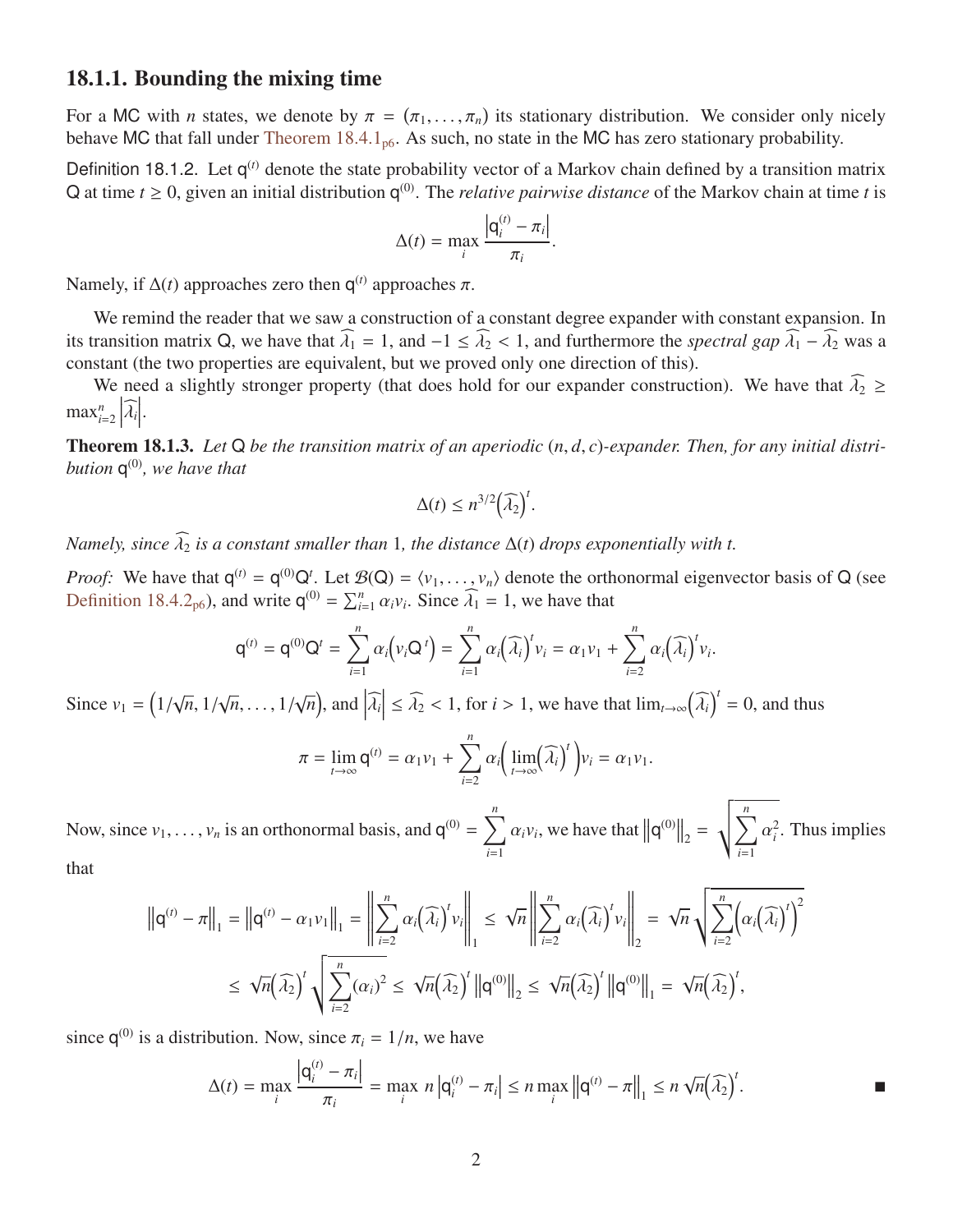### 18.1.1. Bounding the mixing time

For a MC with $n$ states, we denote by $\pi = (\pi_1, \ldots, \pi_n)$ its stationary distribution. We consider only nicely behave MC that fall under Theorem 18.4.1$_{\text{p6}}$. As such, no state in the MC has zero stationary probability.

Definition 18.1.2. Let $\mathsf{q}^{(t)}$ denote the state probability vector of a Markov chain defined by a transition matrix $\mathsf{Q}$ at time $t \geq 0$, given an initial distribution $\mathsf{q}^{(0)}$. The *relative pairwise distance* of the Markov chain at time $t$ is

$$\Delta(t) = \max_i \frac{\left|\mathsf{q}_i^{(t)} - \pi_i\right|}{\pi_i}.$$

Namely, if $\Delta(t)$ approaches zero then $\mathsf{q}^{(t)}$ approaches $\pi$.

We remind the reader that we saw a construction of a constant degree expander with constant expansion. In its transition matrix $\mathsf{Q}$, we have that $\widehat{\lambda_1} = 1$, and $-1 \leq \widehat{\lambda_2} < 1$, and furthermore the *spectral gap* $\widehat{\lambda_1} - \widehat{\lambda_2}$ was a constant (the two properties are equivalent, but we proved only one direction of this).

We need a slightly stronger property (that does hold for our expander construction). We have that $\widehat{\lambda_2} \geq \max_{i=2}^n \left|\widehat{\lambda_i}\right|$.

**Theorem 18.1.3.** *Let $\mathsf{Q}$ be the transition matrix of an aperiodic $(n, d, c)$-expander. Then, for any initial distribution $\mathsf{q}^{(0)}$, we have that*

$$\Delta(t) \leq n^{3/2}\left(\widehat{\lambda_2}\right)^t.$$

*Namely, since $\widehat{\lambda_2}$ is a constant smaller than 1, the distance $\Delta(t)$ drops exponentially with $t$.*

*Proof:* We have that $\mathsf{q}^{(t)} = \mathsf{q}^{(0)}\mathsf{Q}^t$. Let $\mathcal{B}(\mathsf{Q}) = \langle v_1, \ldots, v_n \rangle$ denote the orthonormal eigenvector basis of $\mathsf{Q}$ (see Definition 18.4.2$_{\text{p6}}$), and write $\mathsf{q}^{(0)} = \sum_{i=1}^n \alpha_i v_i$. Since $\widehat{\lambda_1} = 1$, we have that

$$\mathsf{q}^{(t)} = \mathsf{q}^{(0)}\mathsf{Q}^t = \sum_{i=1}^n \alpha_i \left(v_i \mathsf{Q}^t\right) = \sum_{i=1}^n \alpha_i \left(\widehat{\lambda_i}\right)^t v_i = \alpha_1 v_1 + \sum_{i=2}^n \alpha_i \left(\widehat{\lambda_i}\right)^t v_i.$$

Since $v_1 = \left(1/\sqrt{n}, 1/\sqrt{n}, \ldots, 1/\sqrt{n}\right)$, and $\left|\widehat{\lambda_i}\right| \leq \widehat{\lambda_2} < 1$, for $i > 1$, we have that $\lim_{t\to\infty}\left(\widehat{\lambda_i}\right)^t = 0$, and thus

$$\pi = \lim_{t\to\infty} \mathsf{q}^{(t)} = \alpha_1 v_1 + \sum_{i=2}^n \alpha_i \left(\lim_{t\to\infty}\left(\widehat{\lambda_i}\right)^t\right) v_i = \alpha_1 v_1.$$

Now, since $v_1, \ldots, v_n$ is an orthonormal basis, and $\mathsf{q}^{(0)} = \sum_{i=1}^n \alpha_i v_i$, we have that $\left\|\mathsf{q}^{(0)}\right\|_2 = \sqrt{\sum_{i=1}^n \alpha_i^2}$. Thus implies that

$$\begin{aligned}
\left\|\mathsf{q}^{(t)} - \pi\right\|_1 = \left\|\mathsf{q}^{(t)} - \alpha_1 v_1\right\|_1 &= \left\|\sum_{i=2}^n \alpha_i \left(\widehat{\lambda_i}\right)^t v_i\right\|_1 \leq \sqrt{n}\left\|\sum_{i=2}^n \alpha_i \left(\widehat{\lambda_i}\right)^t v_i\right\|_2 = \sqrt{n}\sqrt{\sum_{i=2}^n \left(\alpha_i \left(\widehat{\lambda_i}\right)^t\right)^2} \\
&\leq \sqrt{n}\left(\widehat{\lambda_2}\right)^t \sqrt{\sum_{i=2}^n (\alpha_i)^2} \leq \sqrt{n}\left(\widehat{\lambda_2}\right)^t \left\|\mathsf{q}^{(0)}\right\|_2 \leq \sqrt{n}\left(\widehat{\lambda_2}\right)^t \left\|\mathsf{q}^{(0)}\right\|_1 = \sqrt{n}\left(\widehat{\lambda_2}\right)^t,
\end{aligned}$$

since $\mathsf{q}^{(0)}$ is a distribution. Now, since $\pi_i = 1/n$, we have

$$\Delta(t) = \max_i \frac{\left|\mathsf{q}_i^{(t)} - \pi_i\right|}{\pi_i} = \max_i n\left|\mathsf{q}_i^{(t)} - \pi_i\right| \leq n \max_i \left\|\mathsf{q}^{(t)} - \pi\right\|_1 \leq n\sqrt{n}\left(\widehat{\lambda_2}\right)^t.$$

■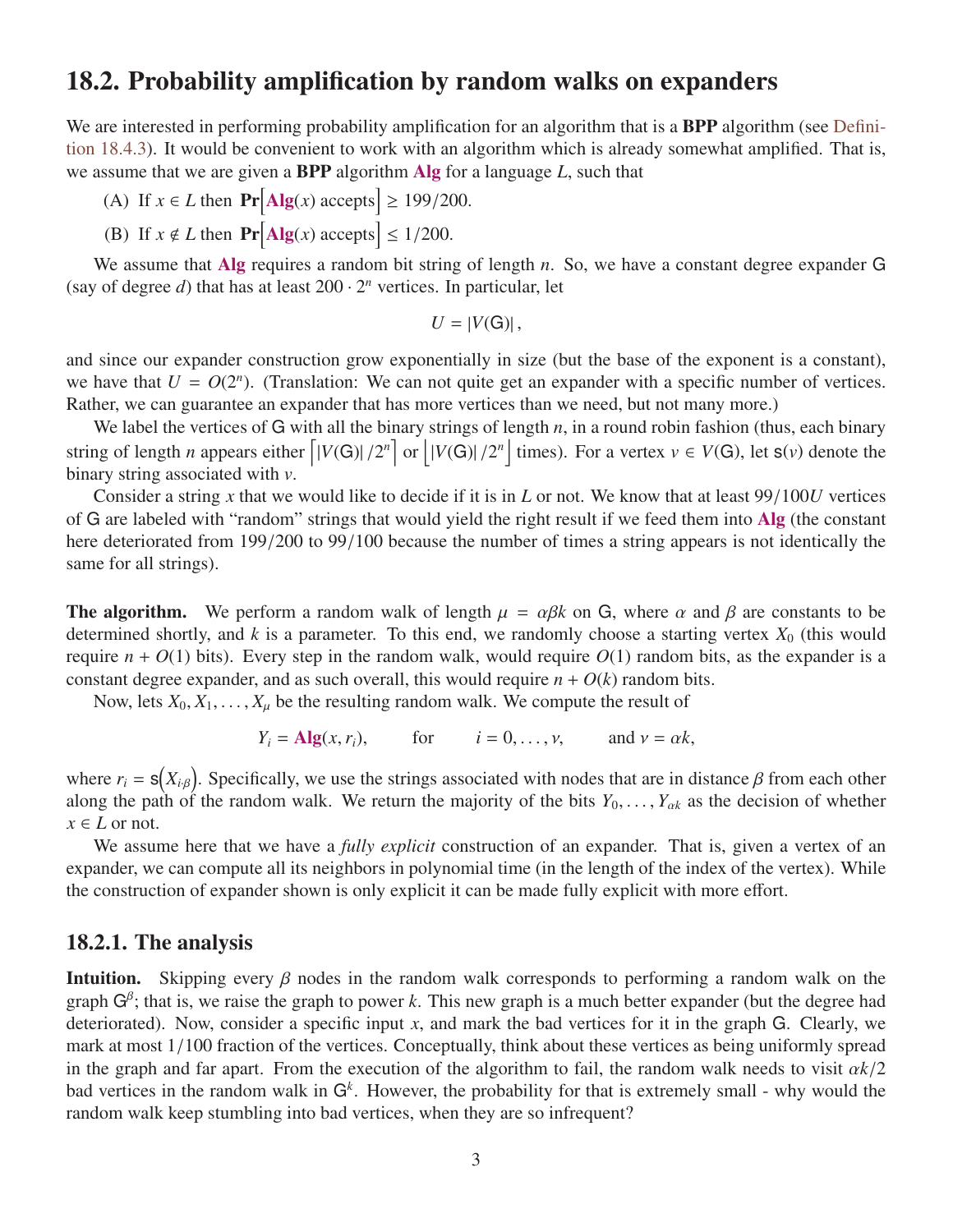## 18.2. Probability amplification by random walks on expanders

We are interested in performing probability amplification for an algorithm that is a **BPP** algorithm (see Definition 18.4.3). It would be convenient to work with an algorithm which is already somewhat amplified. That is, we assume that we are given a **BPP** algorithm **Alg** for a language $L$, such that

(A) If $x \in L$ then $\mathbf{Pr}\Big[\mathbf{Alg}(x) \text{ accepts}\Big] \geq 199/200$.

(B) If $x \notin L$ then $\mathbf{Pr}\Big[\mathbf{Alg}(x) \text{ accepts}\Big] \leq 1/200$.

We assume that **Alg** requires a random bit string of length $n$. So, we have a constant degree expander $\mathsf{G}$ (say of degree $d$) that has at least $200 \cdot 2^n$ vertices. In particular, let

$$U = |V(\mathsf{G})|,$$

and since our expander construction grow exponentially in size (but the base of the exponent is a constant), we have that $U = O(2^n)$. (Translation: We can not quite get an expander with a specific number of vertices. Rather, we can guarantee an expander that has more vertices than we need, but not many more.)

We label the vertices of $\mathsf{G}$ with all the binary strings of length $n$, in a round robin fashion (thus, each binary string of length $n$ appears either $\left\lceil |V(\mathsf{G})| / 2^n \right\rceil$ or $\left\lfloor |V(\mathsf{G})| / 2^n \right\rfloor$ times). For a vertex $v \in V(\mathsf{G})$, let $\mathsf{s}(v)$ denote the binary string associated with $v$.

Consider a string $x$ that we would like to decide if it is in $L$ or not. We know that at least $99/100U$ vertices of $\mathsf{G}$ are labeled with "random" strings that would yield the right result if we feed them into **Alg** (the constant here deteriorated from $199/200$ to $99/100$ because the number of times a string appears is not identically the same for all strings).

**The algorithm.** We perform a random walk of length $\mu = \alpha\beta k$ on $\mathsf{G}$, where $\alpha$ and $\beta$ are constants to be determined shortly, and $k$ is a parameter. To this end, we randomly choose a starting vertex $X_0$ (this would require $n + O(1)$ bits). Every step in the random walk, would require $O(1)$ random bits, as the expander is a constant degree expander, and as such overall, this would require $n + O(k)$ random bits.

Now, lets $X_0, X_1, \ldots, X_\mu$ be the resulting random walk. We compute the result of

$$Y_i = \mathbf{Alg}(x, r_i), \qquad \text{for} \qquad i = 0, \ldots, \nu, \qquad \text{and } \nu = \alpha k,$$

where $r_i = \mathsf{s}\big(X_{i\cdot\beta}\big)$. Specifically, we use the strings associated with nodes that are in distance $\beta$ from each other along the path of the random walk. We return the majority of the bits $Y_0, \ldots, Y_{\alpha k}$ as the decision of whether $x \in L$ or not.

We assume here that we have a *fully explicit* construction of an expander. That is, given a vertex of an expander, we can compute all its neighbors in polynomial time (in the length of the index of the vertex). While the construction of expander shown is only explicit it can be made fully explicit with more effort.

### 18.2.1. The analysis

**Intuition.** Skipping every $\beta$ nodes in the random walk corresponds to performing a random walk on the graph $\mathsf{G}^\beta$; that is, we raise the graph to power $k$. This new graph is a much better expander (but the degree had deteriorated). Now, consider a specific input $x$, and mark the bad vertices for it in the graph $\mathsf{G}$. Clearly, we mark at most $1/100$ fraction of the vertices. Conceptually, think about these vertices as being uniformly spread in the graph and far apart. From the execution of the algorithm to fail, the random walk needs to visit $\alpha k/2$ bad vertices in the random walk in $\mathsf{G}^k$. However, the probability for that is extremely small - why would the random walk keep stumbling into bad vertices, when they are so infrequent?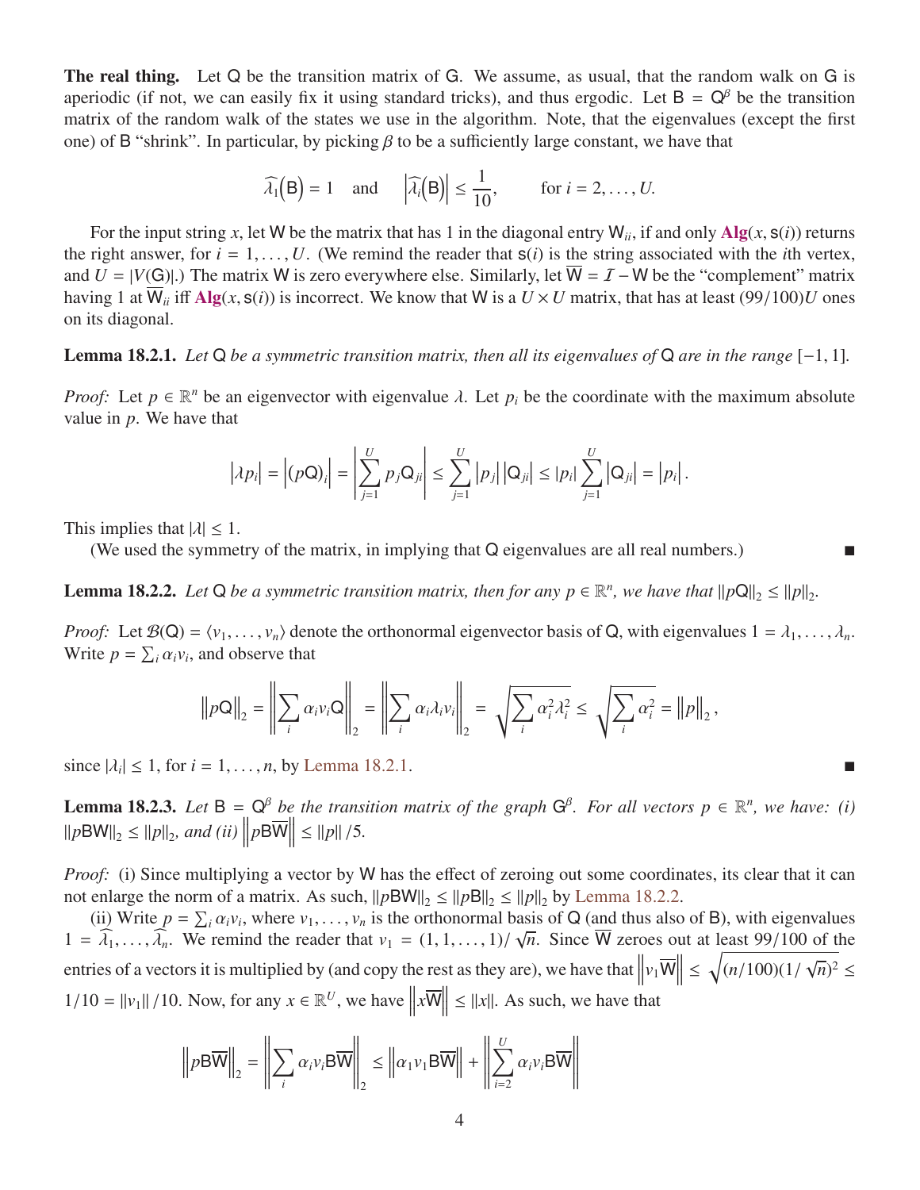**The real thing.** Let $\mathsf{Q}$ be the transition matrix of $\mathsf{G}$. We assume, as usual, that the random walk on $\mathsf{G}$ is aperiodic (if not, we can easily fix it using standard tricks), and thus ergodic. Let $\mathsf{B} = \mathsf{Q}^\beta$ be the transition matrix of the random walk of the states we use in the algorithm. Note, that the eigenvalues (except the first one) of $\mathsf{B}$ "shrink". In particular, by picking $\beta$ to be a sufficiently large constant, we have that

$$\widehat{\lambda}_1\big(\mathsf{B}\big) = 1 \quad \text{and} \quad \left|\widehat{\lambda}_i\big(\mathsf{B}\big)\right| \leq \frac{1}{10}, \qquad \text{for } i = 2, \ldots, U.$$

For the input string $x$, let $\mathsf{W}$ be the matrix that has 1 in the diagonal entry $\mathsf{W}_{ii}$, if and only **Alg**$(x, \mathsf{s}(i))$ returns the right answer, for $i = 1, \ldots, U$. (We remind the reader that $\mathsf{s}(i)$ is the string associated with the $i$th vertex, and $U = |V(\mathsf{G})|$.) The matrix $\mathsf{W}$ is zero everywhere else. Similarly, let $\overline{\mathsf{W}} = \mathcal{I} - \mathsf{W}$ be the "complement" matrix having 1 at $\overline{\mathsf{W}}_{ii}$ iff **Alg**$(x, \mathsf{s}(i))$ is incorrect. We know that $\mathsf{W}$ is a $U \times U$ matrix, that has at least $(99/100)U$ ones on its diagonal.

**Lemma 18.2.1.** *Let* $\mathsf{Q}$ *be a symmetric transition matrix, then all its eigenvalues of* $\mathsf{Q}$ *are in the range* $[-1, 1]$.

*Proof:* Let $p \in \mathbb{R}^n$ be an eigenvector with eigenvalue $\lambda$. Let $p_i$ be the coordinate with the maximum absolute value in $p$. We have that

$$\left|\lambda p_i\right| = \left|(p\mathsf{Q})_i\right| = \left|\sum_{j=1}^{U} p_j \mathsf{Q}_{ji}\right| \leq \sum_{j=1}^{U} \left|p_j\right| \left|\mathsf{Q}_{ji}\right| \leq |p_i| \sum_{j=1}^{U} \left|\mathsf{Q}_{ji}\right| = \left|p_i\right|.$$

This implies that $|\lambda| \leq 1$.

(We used the symmetry of the matrix, in implying that $\mathsf{Q}$ eigenvalues are all real numbers.) ∎

**Lemma 18.2.2.** *Let* $\mathsf{Q}$ *be a symmetric transition matrix, then for any* $p \in \mathbb{R}^n$*, we have that* $\|p\mathsf{Q}\|_2 \leq \|p\|_2$.

*Proof:* Let $\mathcal{B}(\mathsf{Q}) = \langle v_1, \ldots, v_n \rangle$ denote the orthonormal eigenvector basis of $\mathsf{Q}$, with eigenvalues $1 = \lambda_1, \ldots, \lambda_n$. Write $p = \sum_i \alpha_i v_i$, and observe that

$$\left\|p\mathsf{Q}\right\|_2 = \left\|\sum_i \alpha_i v_i \mathsf{Q}\right\|_2 = \left\|\sum_i \alpha_i \lambda_i v_i\right\|_2 = \sqrt{\sum_i \alpha_i^2 \lambda_i^2} \leq \sqrt{\sum_i \alpha_i^2} = \left\|p\right\|_2,$$

since $|\lambda_i| \leq 1$, for $i = 1, \ldots, n$, by Lemma 18.2.1. ∎

**Lemma 18.2.3.** *Let* $\mathsf{B} = \mathsf{Q}^\beta$ *be the transition matrix of the graph* $\mathsf{G}^\beta$*. For all vectors* $p \in \mathbb{R}^n$*, we have: (i)* $\|p\mathsf{B}\mathsf{W}\|_2 \leq \|p\|_2$*, and (ii)* $\left\|p\mathsf{B}\overline{\mathsf{W}}\right\| \leq \|p\|/5$.

*Proof:* (i) Since multiplying a vector by $\mathsf{W}$ has the effect of zeroing out some coordinates, its clear that it can not enlarge the norm of a matrix. As such, $\|p\mathsf{B}\mathsf{W}\|_2 \leq \|p\mathsf{B}\|_2 \leq \|p\|_2$ by Lemma 18.2.2.

(ii) Write $p = \sum_i \alpha_i v_i$, where $v_1, \ldots, v_n$ is the orthonormal basis of $\mathsf{Q}$ (and thus also of $\mathsf{B}$), with eigenvalues $1 = \widehat{\lambda}_1, \ldots, \widehat{\lambda}_n$. We remind the reader that $v_1 = (1, 1, \ldots, 1)/\sqrt{n}$. Since $\overline{\mathsf{W}}$ zeroes out at least 99/100 of the entries of a vectors it is multiplied by (and copy the rest as they are), we have that $\left\|v_1\overline{\mathsf{W}}\right\| \leq \sqrt{(n/100)(1/\sqrt{n})^2} \leq 1/10 = \|v_1\|/10$. Now, for any $x \in \mathbb{R}^U$, we have $\left\|x\overline{\mathsf{W}}\right\| \leq \|x\|$. As such, we have that

$$\left\|p\mathsf{B}\overline{\mathsf{W}}\right\|_2 = \left\|\sum_i \alpha_i v_i \mathsf{B}\overline{\mathsf{W}}\right\|_2 \leq \left\|\alpha_1 v_1 \mathsf{B}\overline{\mathsf{W}}\right\| + \left\|\sum_{i=2}^{U} \alpha_i v_i \mathsf{B}\overline{\mathsf{W}}\right\|$$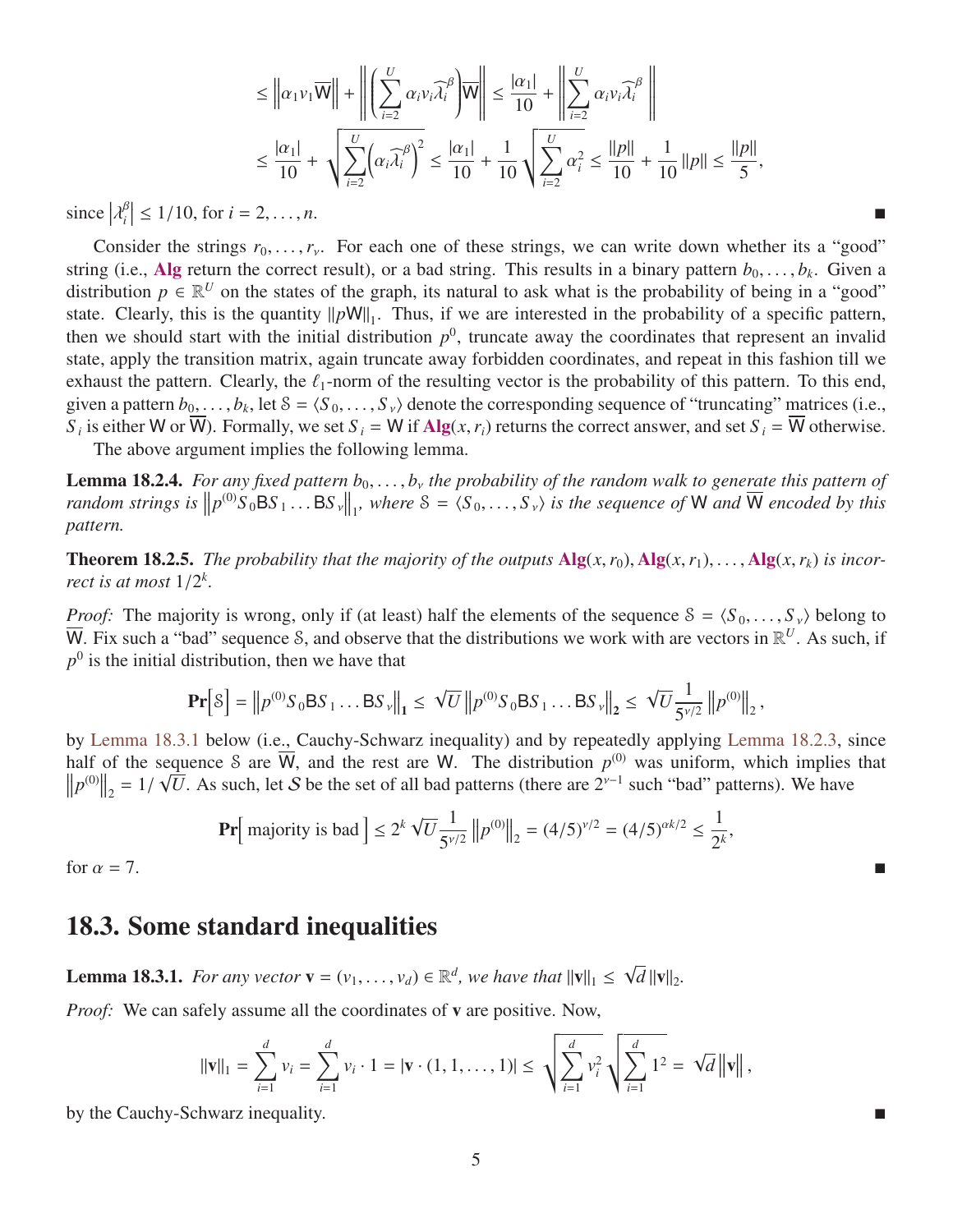$$
\begin{aligned}
&\leq \left\|\alpha_1 v_1 \overline{\mathsf{W}}\right\| + \left\|\left(\sum_{i=2}^{U} \alpha_i v_i \widehat{\lambda}_i^{\beta}\right)\overline{\mathsf{W}}\right\| \leq \frac{|\alpha_1|}{10} + \left\|\sum_{i=2}^{U} \alpha_i v_i \widehat{\lambda}_i^{\beta}\right\| \\
&\leq \frac{|\alpha_1|}{10} + \sqrt{\sum_{i=2}^{U}\left(\alpha_i \widehat{\lambda}_i^{\beta}\right)^2} \leq \frac{|\alpha_1|}{10} + \frac{1}{10}\sqrt{\sum_{i=2}^{U} \alpha_i^2} \leq \frac{\|p\|}{10} + \frac{1}{10}\|p\| \leq \frac{\|p\|}{5},
\end{aligned}
$$

since $\left|\lambda_i^{\beta}\right| \leq 1/10$, for $i = 2, \ldots, n$. ■

Consider the strings $r_0, \ldots, r_\nu$. For each one of these strings, we can write down whether its a "good" string (i.e., **Alg** return the correct result), or a bad string. This results in a binary pattern $b_0, \ldots, b_k$. Given a distribution $p \in \mathbb{R}^U$ on the states of the graph, its natural to ask what is the probability of being in a "good" state. Clearly, this is the quantity $\|p\mathsf{W}\|_1$. Thus, if we are interested in the probability of a specific pattern, then we should start with the initial distribution $p^0$, truncate away the coordinates that represent an invalid state, apply the transition matrix, again truncate away forbidden coordinates, and repeat in this fashion till we exhaust the pattern. Clearly, the $\ell_1$-norm of the resulting vector is the probability of this pattern. To this end, given a pattern $b_0, \ldots, b_k$, let $\mathcal{S} = \langle S_0, \ldots, S_\nu \rangle$ denote the corresponding sequence of "truncating" matrices (i.e., $S_i$ is either $\mathsf{W}$ or $\overline{\mathsf{W}}$). Formally, we set $S_i = \mathsf{W}$ if **Alg**$(x, r_i)$ returns the correct answer, and set $S_i = \overline{\mathsf{W}}$ otherwise.

The above argument implies the following lemma.

**Lemma 18.2.4.** *For any fixed pattern $b_0, \ldots, b_\nu$ the probability of the random walk to generate this pattern of random strings is $\left\|p^{(0)} S_0 \mathsf{B} S_1 \ldots \mathsf{B} S_\nu\right\|_1$, where $\mathcal{S} = \langle S_0, \ldots, S_\nu \rangle$ is the sequence of $\mathsf{W}$ and $\overline{\mathsf{W}}$ encoded by this pattern.*

**Theorem 18.2.5.** *The probability that the majority of the outputs* **Alg**$(x, r_0)$, **Alg**$(x, r_1), \ldots,$ **Alg**$(x, r_k)$ *is incorrect is at most $1/2^k$.*

*Proof:* The majority is wrong, only if (at least) half the elements of the sequence $\mathcal{S} = \langle S_0, \ldots, S_\nu \rangle$ belong to $\overline{\mathsf{W}}$. Fix such a "bad" sequence $\mathcal{S}$, and observe that the distributions we work with are vectors in $\mathbb{R}^U$. As such, if $p^0$ is the initial distribution, then we have that

$$
\mathbf{Pr}\left[\mathcal{S}\right] = \left\|p^{(0)} S_0 \mathsf{B} S_1 \ldots \mathsf{B} S_\nu\right\|_{\mathbf{1}} \leq \sqrt{U}\left\|p^{(0)} S_0 \mathsf{B} S_1 \ldots \mathsf{B} S_\nu\right\|_{\mathbf{2}} \leq \sqrt{U}\frac{1}{5^{\nu/2}}\left\|p^{(0)}\right\|_2,
$$

by Lemma 18.3.1 below (i.e., Cauchy-Schwarz inequality) and by repeatedly applying Lemma 18.2.3, since half of the sequence $\mathcal{S}$ are $\overline{\mathsf{W}}$, and the rest are $\mathsf{W}$. The distribution $p^{(0)}$ was uniform, which implies that $\left\|p^{(0)}\right\|_2 = 1/\sqrt{U}$. As such, let $\mathcal{S}$ be the set of all bad patterns (there are $2^{\nu-1}$ such "bad" patterns). We have

$$
\mathbf{Pr}\left[\text{ majority is bad }\right] \leq 2^k \sqrt{U}\frac{1}{5^{\nu/2}}\left\|p^{(0)}\right\|_2 = (4/5)^{\nu/2} = (4/5)^{\alpha k/2} \leq \frac{1}{2^k},
$$

for $\alpha = 7$. ■

## 18.3. Some standard inequalities

**Lemma 18.3.1.** *For any vector $\mathbf{v} = (v_1, \ldots, v_d) \in \mathbb{R}^d$, we have that $\|\mathbf{v}\|_1 \leq \sqrt{d}\,\|\mathbf{v}\|_2$.*

*Proof:* We can safely assume all the coordinates of $\mathbf{v}$ are positive. Now,

$$
\|\mathbf{v}\|_1 = \sum_{i=1}^{d} v_i = \sum_{i=1}^{d} v_i \cdot 1 = |\mathbf{v} \cdot (1, 1, \ldots, 1)| \leq \sqrt{\sum_{i=1}^{d} v_i^2}\sqrt{\sum_{i=1}^{d} 1^2} = \sqrt{d}\,\|\mathbf{v}\|,
$$

by the Cauchy-Schwarz inequality. ■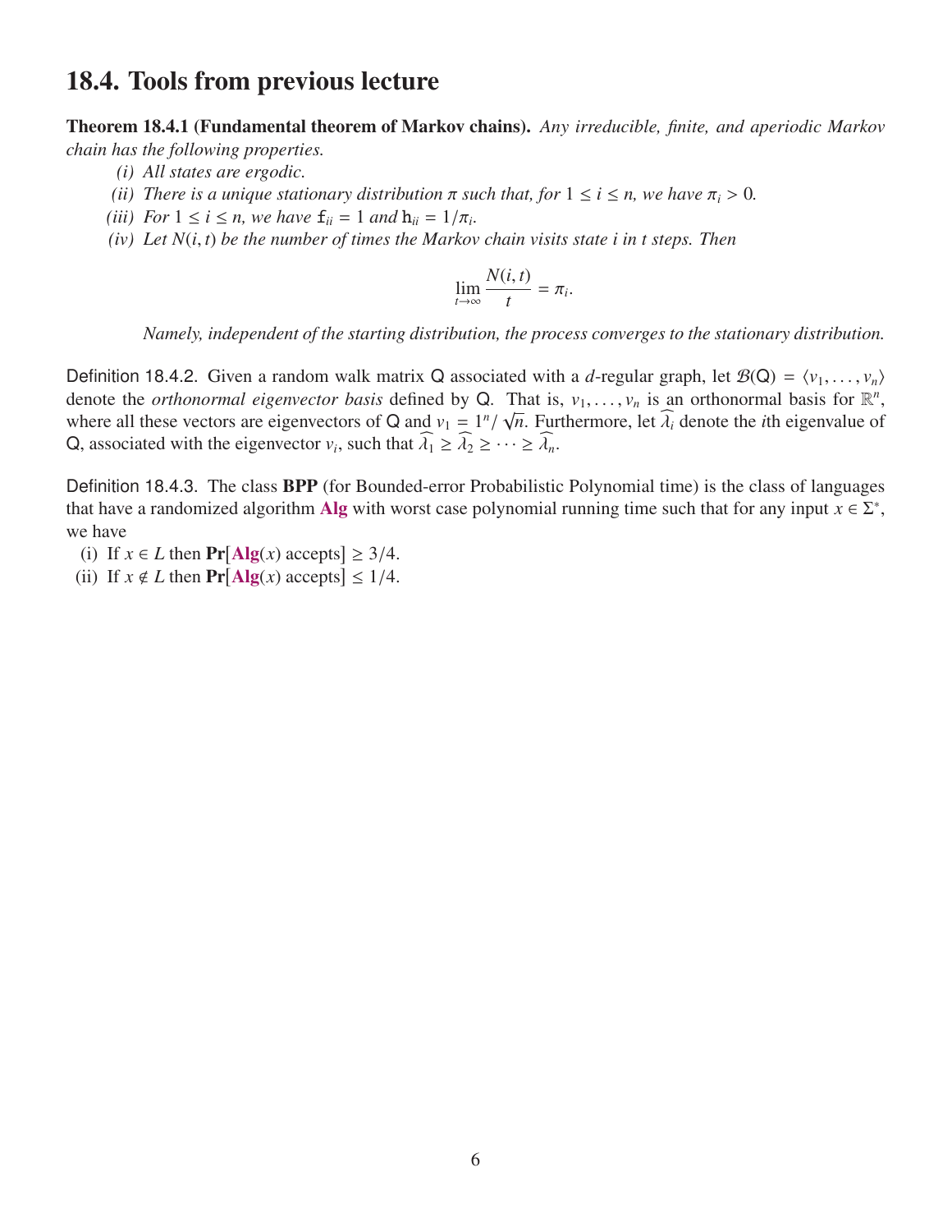## 18.4. Tools from previous lecture

**Theorem 18.4.1 (Fundamental theorem of Markov chains).** *Any irreducible, finite, and aperiodic Markov chain has the following properties.*

*(i) All states are ergodic.*

*(ii) There is a unique stationary distribution $\pi$ such that, for $1 \leq i \leq n$, we have $\pi_i > 0$.*

*(iii) For $1 \leq i \leq n$, we have $\mathtt{f}_{ii} = 1$ and $\mathtt{h}_{ii} = 1/\pi_i$.*

*(iv) Let $N(i,t)$ be the number of times the Markov chain visits state $i$ in $t$ steps. Then*

$$\lim_{t \to \infty} \frac{N(i,t)}{t} = \pi_i.$$

*Namely, independent of the starting distribution, the process converges to the stationary distribution.*

Definition 18.4.2. Given a random walk matrix $\mathsf{Q}$ associated with a $d$-regular graph, let $\mathcal{B}(\mathsf{Q}) = \langle v_1, \ldots, v_n \rangle$ denote the *orthonormal eigenvector basis* defined by $\mathsf{Q}$. That is, $v_1, \ldots, v_n$ is an orthonormal basis for $\mathbb{R}^n$, where all these vectors are eigenvectors of $\mathsf{Q}$ and $v_1 = 1^n / \sqrt{n}$. Furthermore, let $\widehat{\lambda_i}$ denote the $i$th eigenvalue of $\mathsf{Q}$, associated with the eigenvector $v_i$, such that $\widehat{\lambda_1} \geq \widehat{\lambda_2} \geq \cdots \geq \widehat{\lambda_n}$.

Definition 18.4.3. The class **BPP** (for Bounded-error Probabilistic Polynomial time) is the class of languages that have a randomized algorithm **Alg** with worst case polynomial running time such that for any input $x \in \Sigma^*$, we have

(i) If $x \in L$ then $\mathbf{Pr}[\mathbf{Alg}(x) \text{ accepts}] \geq 3/4$.

(ii) If $x \notin L$ then $\mathbf{Pr}[\mathbf{Alg}(x) \text{ accepts}] \leq 1/4$.